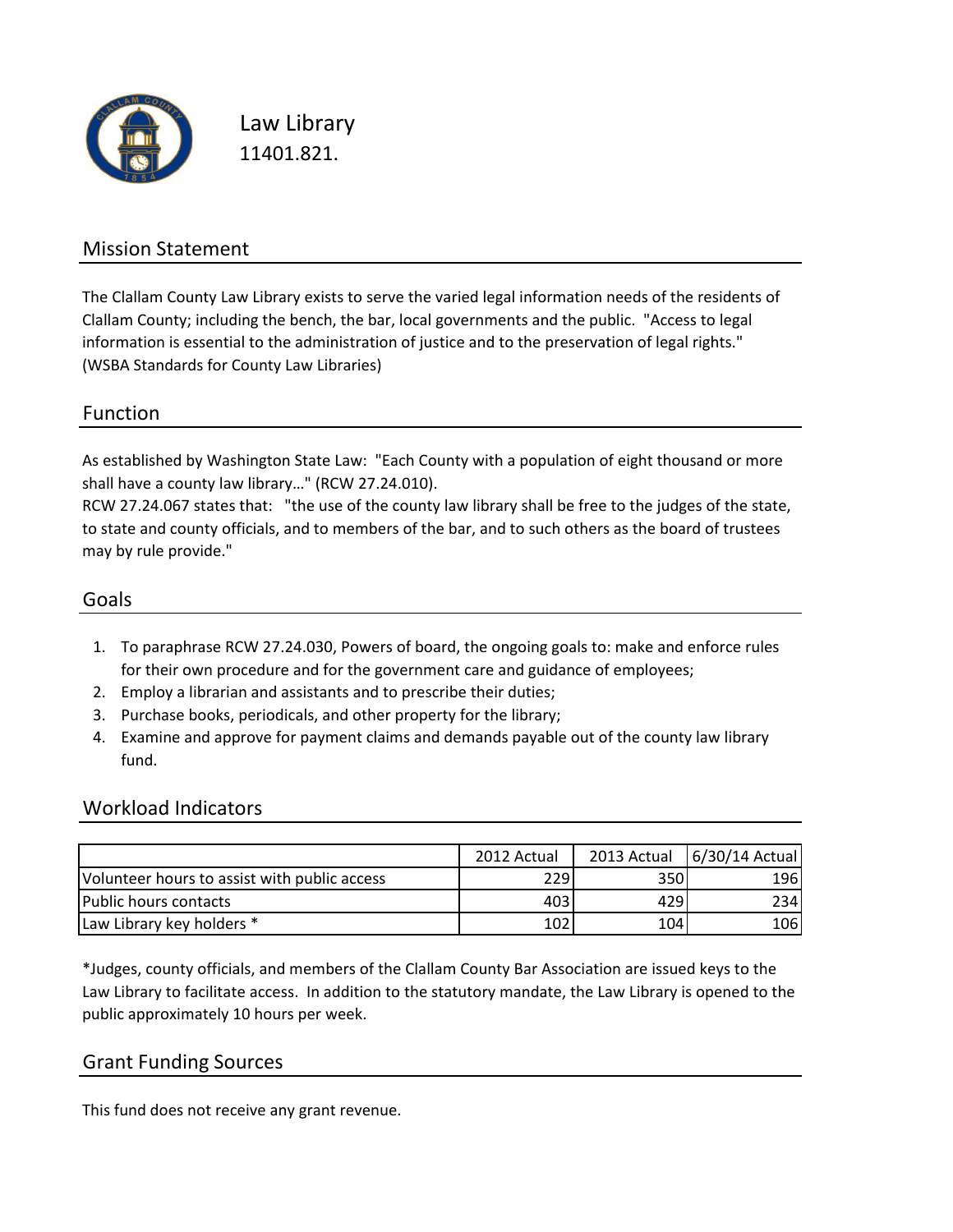# Law Library

11401.821.

## Mission Statement

The Clallam County Law Library exists to serve the varied legal information needs of the residents of Clallam County; including the bench, the bar, local governments and the public. "Access to legal information is essential to the administration of justice and to the preservation of legal rights." (WSBA Standards for County Law Libraries)

## Function

As established by Washington State Law: "Each County with a population of eight thousand or more shall have a county law library…" (RCW 27.24.010).
RCW 27.24.067 states that: "the use of the county law library shall be free to the judges of the state, to state and county officials, and to members of the bar, and to such others as the board of trustees may by rule provide."

## Goals

1. To paraphrase RCW 27.24.030, Powers of board, the ongoing goals to: make and enforce rules for their own procedure and for the government care and guidance of employees;
2. Employ a librarian and assistants and to prescribe their duties;
3. Purchase books, periodicals, and other property for the library;
4. Examine and approve for payment claims and demands payable out of the county law library fund.

## Workload Indicators

| | 2012 Actual | 2013 Actual | 6/30/14 Actual |
|---|---|---|---|
| Volunteer hours to assist with public access | 229 | 350 | 196 |
| Public hours contacts | 403 | 429 | 234 |
| Law Library key holders * | 102 | 104 | 106 |

*Judges, county officials, and members of the Clallam County Bar Association are issued keys to the Law Library to facilitate access. In addition to the statutory mandate, the Law Library is opened to the public approximately 10 hours per week.

## Grant Funding Sources

This fund does not receive any grant revenue.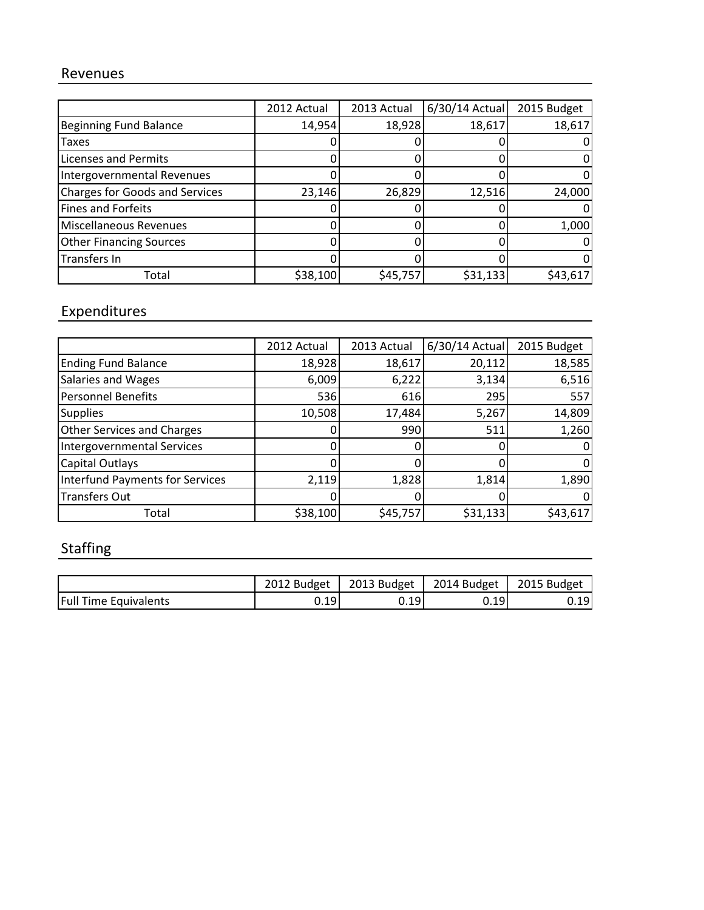## Revenues

| | 2012 Actual | 2013 Actual | 6/30/14 Actual | 2015 Budget |
|---|---|---|---|---|
| Beginning Fund Balance | 14,954 | 18,928 | 18,617 | 18,617 |
| Taxes | 0 | 0 | 0 | 0 |
| Licenses and Permits | 0 | 0 | 0 | 0 |
| Intergovernmental Revenues | 0 | 0 | 0 | 0 |
| Charges for Goods and Services | 23,146 | 26,829 | 12,516 | 24,000 |
| Fines and Forfeits | 0 | 0 | 0 | 0 |
| Miscellaneous Revenues | 0 | 0 | 0 | 1,000 |
| Other Financing Sources | 0 | 0 | 0 | 0 |
| Transfers In | 0 | 0 | 0 | 0 |
| Total | $38,100 | $45,757 | $31,133 | $43,617 |

## Expenditures

| | 2012 Actual | 2013 Actual | 6/30/14 Actual | 2015 Budget |
|---|---|---|---|---|
| Ending Fund Balance | 18,928 | 18,617 | 20,112 | 18,585 |
| Salaries and Wages | 6,009 | 6,222 | 3,134 | 6,516 |
| Personnel Benefits | 536 | 616 | 295 | 557 |
| Supplies | 10,508 | 17,484 | 5,267 | 14,809 |
| Other Services and Charges | 0 | 990 | 511 | 1,260 |
| Intergovernmental Services | 0 | 0 | 0 | 0 |
| Capital Outlays | 0 | 0 | 0 | 0 |
| Interfund Payments for Services | 2,119 | 1,828 | 1,814 | 1,890 |
| Transfers Out | 0 | 0 | 0 | 0 |
| Total | $38,100 | $45,757 | $31,133 | $43,617 |

## Staffing

| | 2012 Budget | 2013 Budget | 2014 Budget | 2015 Budget |
|---|---|---|---|---|
| Full Time Equivalents | 0.19 | 0.19 | 0.19 | 0.19 |